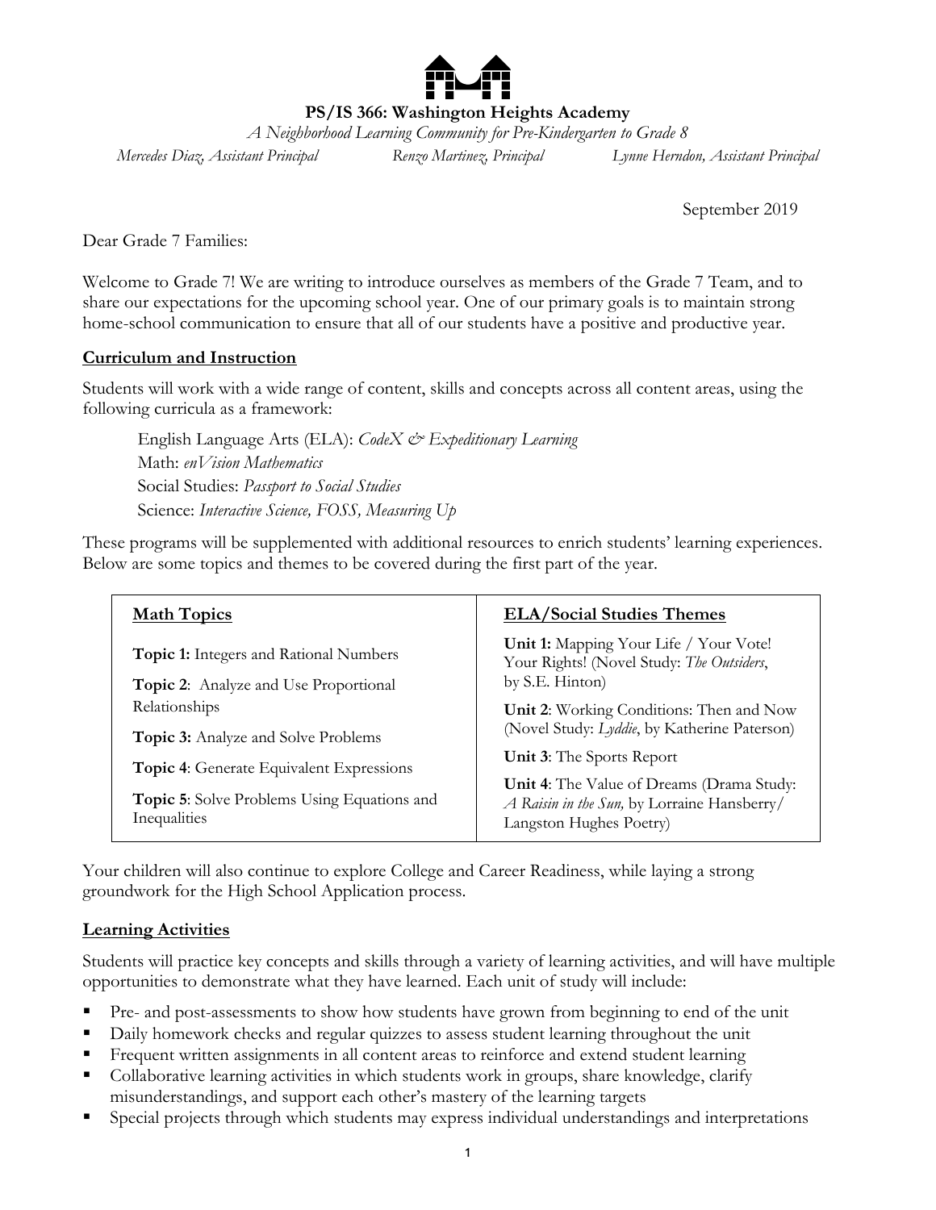**PS/IS 366: Washington Heights Academy**

*A Neighborhood Learning Community for Pre-Kindergarten to Grade 8*

*Mercedes Diaz, Assistant Principal* *Renzo Martinez, Principal* *Lynne Herndon, Assistant Principal*

September 2019

Dear Grade 7 Families:

Welcome to Grade 7! We are writing to introduce ourselves as members of the Grade 7 Team, and to share our expectations for the upcoming school year. One of our primary goals is to maintain strong home-school communication to ensure that all of our students have a positive and productive year.

## Curriculum and Instruction

Students will work with a wide range of content, skills and concepts across all content areas, using the following curricula as a framework:

English Language Arts (ELA): *CodeX & Expeditionary Learning*
Math: *enVision Mathematics*
Social Studies: *Passport to Social Studies*
Science: *Interactive Science, FOSS, Measuring Up*

These programs will be supplemented with additional resources to enrich students' learning experiences. Below are some topics and themes to be covered during the first part of the year.

| Math Topics | ELA/Social Studies Themes |
|---|---|
| **Topic 1:** Integers and Rational Numbers | **Unit 1:** Mapping Your Life / Your Vote! Your Rights! (Novel Study: *The Outsiders*, by S.E. Hinton) |
| **Topic 2**: Analyze and Use Proportional Relationships | **Unit 2**: Working Conditions: Then and Now (Novel Study: *Lyddie*, by Katherine Paterson) |
| **Topic 3:** Analyze and Solve Problems | **Unit 3**: The Sports Report |
| **Topic 4**: Generate Equivalent Expressions | **Unit 4**: The Value of Dreams (Drama Study: *A Raisin in the Sun,* by Lorraine Hansberry/ Langston Hughes Poetry) |
| **Topic 5**: Solve Problems Using Equations and Inequalities | |

Your children will also continue to explore College and Career Readiness, while laying a strong groundwork for the High School Application process.

## Learning Activities

Students will practice key concepts and skills through a variety of learning activities, and will have multiple opportunities to demonstrate what they have learned. Each unit of study will include:

- Pre- and post-assessments to show how students have grown from beginning to end of the unit
- Daily homework checks and regular quizzes to assess student learning throughout the unit
- Frequent written assignments in all content areas to reinforce and extend student learning
- Collaborative learning activities in which students work in groups, share knowledge, clarify misunderstandings, and support each other's mastery of the learning targets
- Special projects through which students may express individual understandings and interpretations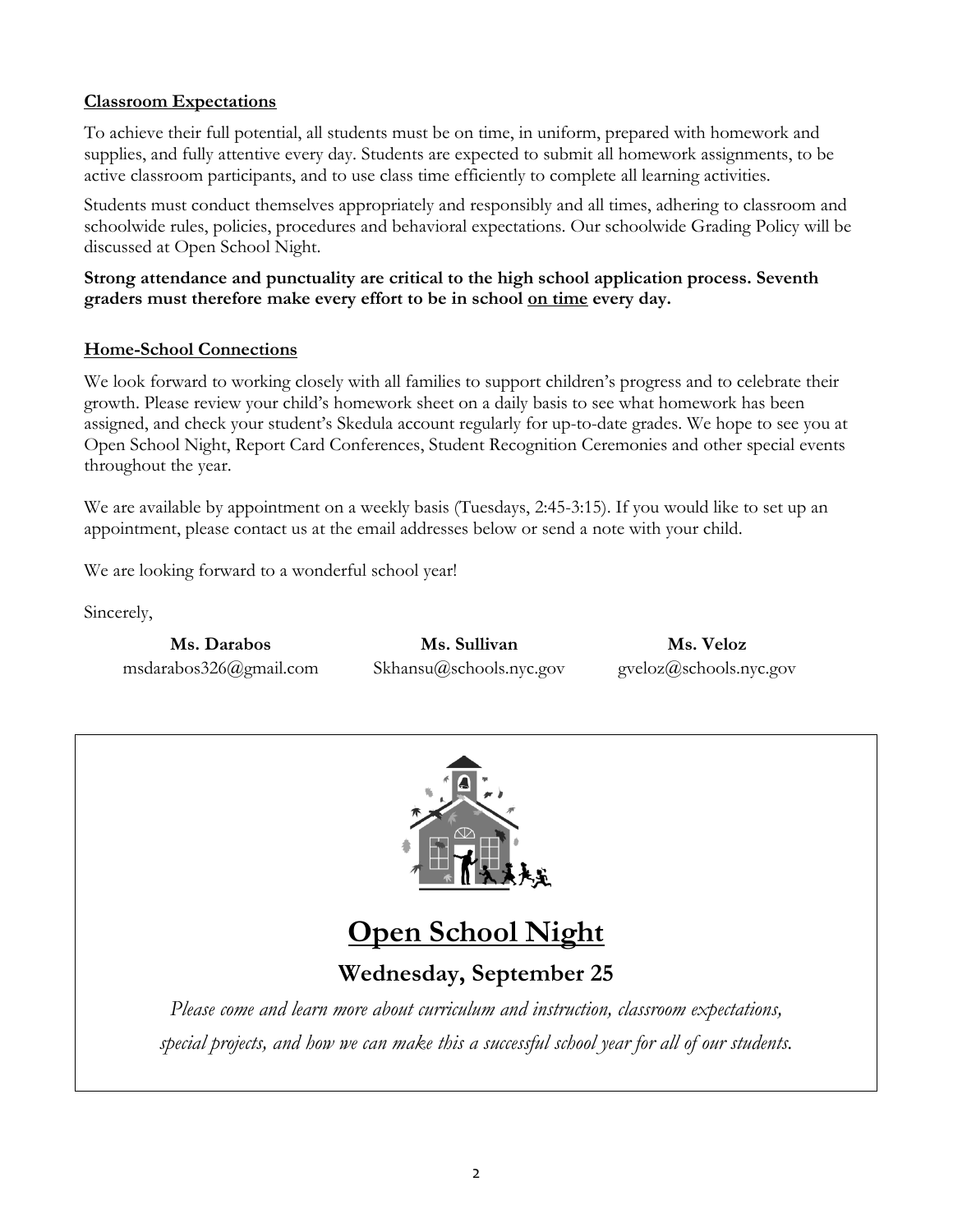**Classroom Expectations**

To achieve their full potential, all students must be on time, in uniform, prepared with homework and supplies, and fully attentive every day. Students are expected to submit all homework assignments, to be active classroom participants, and to use class time efficiently to complete all learning activities.

Students must conduct themselves appropriately and responsibly and all times, adhering to classroom and schoolwide rules, policies, procedures and behavioral expectations. Our schoolwide Grading Policy will be discussed at Open School Night.

**Strong attendance and punctuality are critical to the high school application process. Seventh graders must therefore make every effort to be in school on time every day.**

**Home-School Connections**

We look forward to working closely with all families to support children's progress and to celebrate their growth. Please review your child's homework sheet on a daily basis to see what homework has been assigned, and check your student's Skedula account regularly for up-to-date grades. We hope to see you at Open School Night, Report Card Conferences, Student Recognition Ceremonies and other special events throughout the year.

We are available by appointment on a weekly basis (Tuesdays, 2:45-3:15). If you would like to set up an appointment, please contact us at the email addresses below or send a note with your child.

We are looking forward to a wonderful school year!

Sincerely,

**Ms. Darabos**
msdarabos326@gmail.com

**Ms. Sullivan**
Skhansu@schools.nyc.gov

**Ms. Veloz**
gveloz@schools.nyc.gov

# Open School Night

## Wednesday, September 25

*Please come and learn more about curriculum and instruction, classroom expectations, special projects, and how we can make this a successful school year for all of our students.*